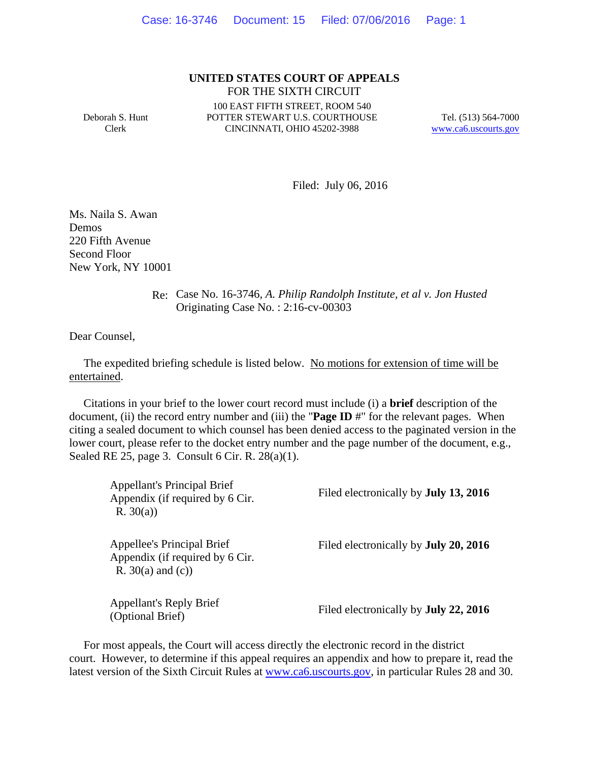**UNITED STATES COURT OF APPEALS**
FOR THE SIXTH CIRCUIT

| | | |
|---|---|---|
| Deborah S. Hunt<br>Clerk | 100 EAST FIFTH STREET, ROOM 540<br>POTTER STEWART U.S. COURTHOUSE<br>CINCINNATI, OHIO 45202-3988 | Tel. (513) 564-7000<br>www.ca6.uscourts.gov |

Filed: July 06, 2016

Ms. Naila S. Awan
Demos
220 Fifth Avenue
Second Floor
New York, NY 10001

Re: Case No. 16-3746, *A. Philip Randolph Institute, et al v. Jon Husted*
Originating Case No. : 2:16-cv-00303

Dear Counsel,

The expedited briefing schedule is listed below. No motions for extension of time will be entertained.

Citations in your brief to the lower court record must include (i) a **brief** description of the document, (ii) the record entry number and (iii) the "**Page ID #**" for the relevant pages. When citing a sealed document to which counsel has been denied access to the paginated version in the lower court, please refer to the docket entry number and the page number of the document, e.g., Sealed RE 25, page 3. Consult 6 Cir. R. 28(a)(1).

| | |
|---|---|
| Appellant's Principal Brief<br>Appendix (if required by 6 Cir. R. 30(a)) | Filed electronically by **July 13, 2016** |
| Appellee's Principal Brief<br>Appendix (if required by 6 Cir. R. 30(a) and (c)) | Filed electronically by **July 20, 2016** |
| Appellant's Reply Brief<br>(Optional Brief) | Filed electronically by **July 22, 2016** |

For most appeals, the Court will access directly the electronic record in the district court. However, to determine if this appeal requires an appendix and how to prepare it, read the latest version of the Sixth Circuit Rules at www.ca6.uscourts.gov, in particular Rules 28 and 30.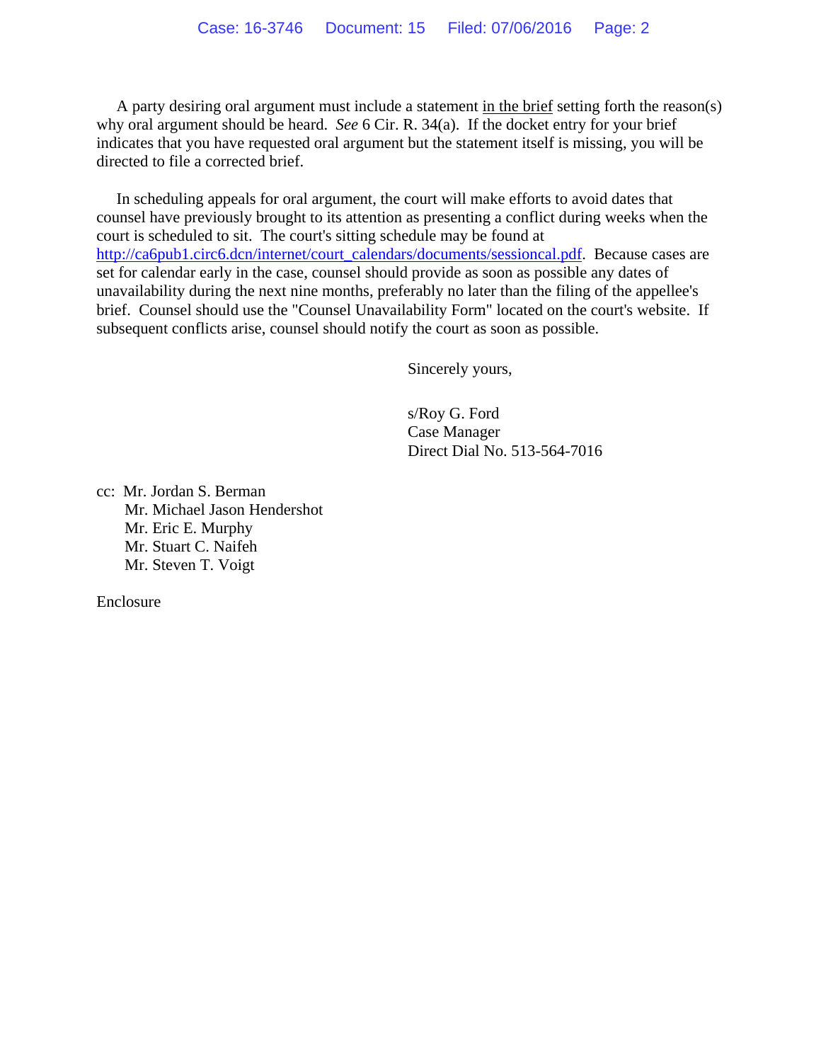A party desiring oral argument must include a statement in the brief setting forth the reason(s) why oral argument should be heard. *See* 6 Cir. R. 34(a). If the docket entry for your brief indicates that you have requested oral argument but the statement itself is missing, you will be directed to file a corrected brief.

In scheduling appeals for oral argument, the court will make efforts to avoid dates that counsel have previously brought to its attention as presenting a conflict during weeks when the court is scheduled to sit. The court's sitting schedule may be found at http://ca6pub1.circ6.dcn/internet/court_calendars/documents/sessioncal.pdf. Because cases are set for calendar early in the case, counsel should provide as soon as possible any dates of unavailability during the next nine months, preferably no later than the filing of the appellee's brief. Counsel should use the "Counsel Unavailability Form" located on the court's website. If subsequent conflicts arise, counsel should notify the court as soon as possible.

Sincerely yours,

s/Roy G. Ford
Case Manager
Direct Dial No. 513-564-7016

cc: Mr. Jordan S. Berman
Mr. Michael Jason Hendershot
Mr. Eric E. Murphy
Mr. Stuart C. Naifeh
Mr. Steven T. Voigt

Enclosure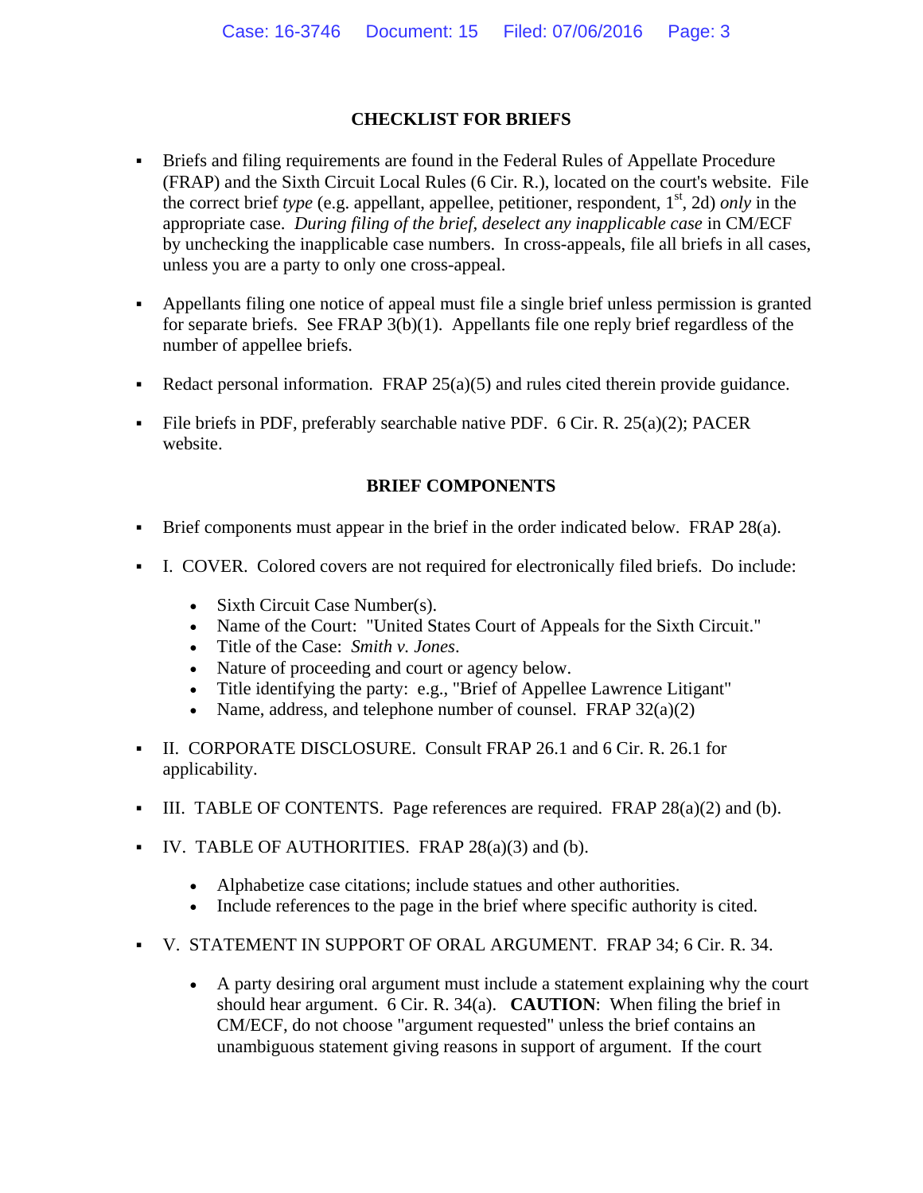## CHECKLIST FOR BRIEFS

- Briefs and filing requirements are found in the Federal Rules of Appellate Procedure (FRAP) and the Sixth Circuit Local Rules (6 Cir. R.), located on the court's website. File the correct brief *type* (e.g. appellant, appellee, petitioner, respondent, 1st, 2d) *only* in the appropriate case. *During filing of the brief, deselect any inapplicable case* in CM/ECF by unchecking the inapplicable case numbers. In cross-appeals, file all briefs in all cases, unless you are a party to only one cross-appeal.

- Appellants filing one notice of appeal must file a single brief unless permission is granted for separate briefs. See FRAP 3(b)(1). Appellants file one reply brief regardless of the number of appellee briefs.

- Redact personal information. FRAP 25(a)(5) and rules cited therein provide guidance.

- File briefs in PDF, preferably searchable native PDF. 6 Cir. R. 25(a)(2); PACER website.

## BRIEF COMPONENTS

- Brief components must appear in the brief in the order indicated below. FRAP 28(a).

- I. COVER. Colored covers are not required for electronically filed briefs. Do include:
  - Sixth Circuit Case Number(s).
  - Name of the Court: "United States Court of Appeals for the Sixth Circuit."
  - Title of the Case: *Smith v. Jones*.
  - Nature of proceeding and court or agency below.
  - Title identifying the party: e.g., "Brief of Appellee Lawrence Litigant"
  - Name, address, and telephone number of counsel. FRAP 32(a)(2)

- II. CORPORATE DISCLOSURE. Consult FRAP 26.1 and 6 Cir. R. 26.1 for applicability.

- III. TABLE OF CONTENTS. Page references are required. FRAP 28(a)(2) and (b).

- IV. TABLE OF AUTHORITIES. FRAP 28(a)(3) and (b).
  - Alphabetize case citations; include statues and other authorities.
  - Include references to the page in the brief where specific authority is cited.

- V. STATEMENT IN SUPPORT OF ORAL ARGUMENT. FRAP 34; 6 Cir. R. 34.
  - A party desiring oral argument must include a statement explaining why the court should hear argument. 6 Cir. R. 34(a). **CAUTION**: When filing the brief in CM/ECF, do not choose "argument requested" unless the brief contains an unambiguous statement giving reasons in support of argument. If the court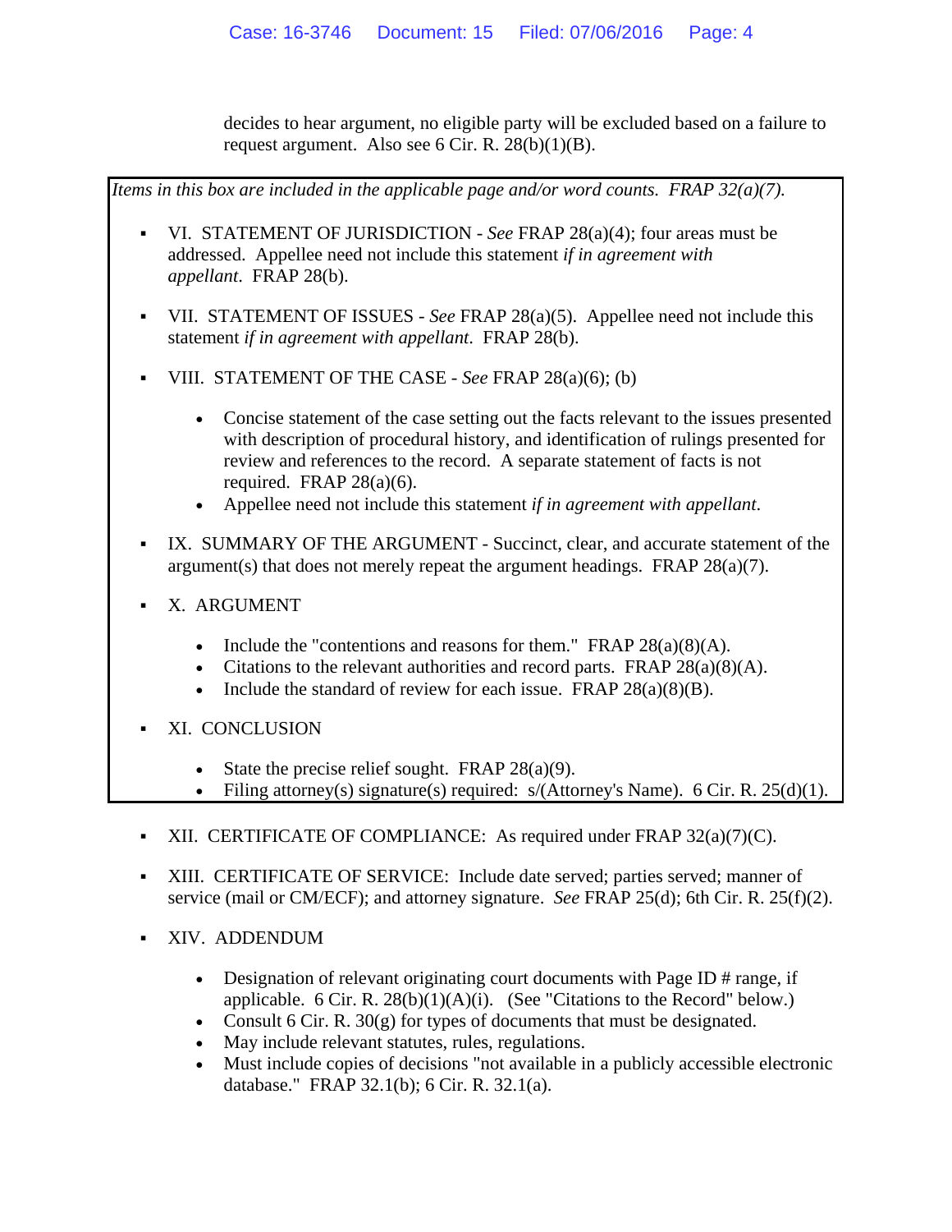decides to hear argument, no eligible party will be excluded based on a failure to request argument. Also see 6 Cir. R. 28(b)(1)(B).

*Items in this box are included in the applicable page and/or word counts. FRAP 32(a)(7).*

- VI. STATEMENT OF JURISDICTION - *See* FRAP 28(a)(4); four areas must be addressed. Appellee need not include this statement *if in agreement with appellant*. FRAP 28(b).

- VII. STATEMENT OF ISSUES - *See* FRAP 28(a)(5). Appellee need not include this statement *if in agreement with appellant*. FRAP 28(b).

- VIII. STATEMENT OF THE CASE - *See* FRAP 28(a)(6); (b)

  - Concise statement of the case setting out the facts relevant to the issues presented with description of procedural history, and identification of rulings presented for review and references to the record. A separate statement of facts is not required. FRAP 28(a)(6).
  - Appellee need not include this statement *if in agreement with appellant*.

- IX. SUMMARY OF THE ARGUMENT - Succinct, clear, and accurate statement of the argument(s) that does not merely repeat the argument headings. FRAP 28(a)(7).

- X. ARGUMENT

  - Include the "contentions and reasons for them." FRAP 28(a)(8)(A).
  - Citations to the relevant authorities and record parts. FRAP 28(a)(8)(A).
  - Include the standard of review for each issue. FRAP 28(a)(8)(B).

- XI. CONCLUSION

  - State the precise relief sought. FRAP 28(a)(9).
  - Filing attorney(s) signature(s) required: s/(Attorney's Name). 6 Cir. R. 25(d)(1).

- XII. CERTIFICATE OF COMPLIANCE: As required under FRAP 32(a)(7)(C).

- XIII. CERTIFICATE OF SERVICE: Include date served; parties served; manner of service (mail or CM/ECF); and attorney signature. *See* FRAP 25(d); 6th Cir. R. 25(f)(2).

- XIV. ADDENDUM

  - Designation of relevant originating court documents with Page ID # range, if applicable. 6 Cir. R. 28(b)(1)(A)(i). (See "Citations to the Record" below.)
  - Consult 6 Cir. R. 30(g) for types of documents that must be designated.
  - May include relevant statutes, rules, regulations.
  - Must include copies of decisions "not available in a publicly accessible electronic database." FRAP 32.1(b); 6 Cir. R. 32.1(a).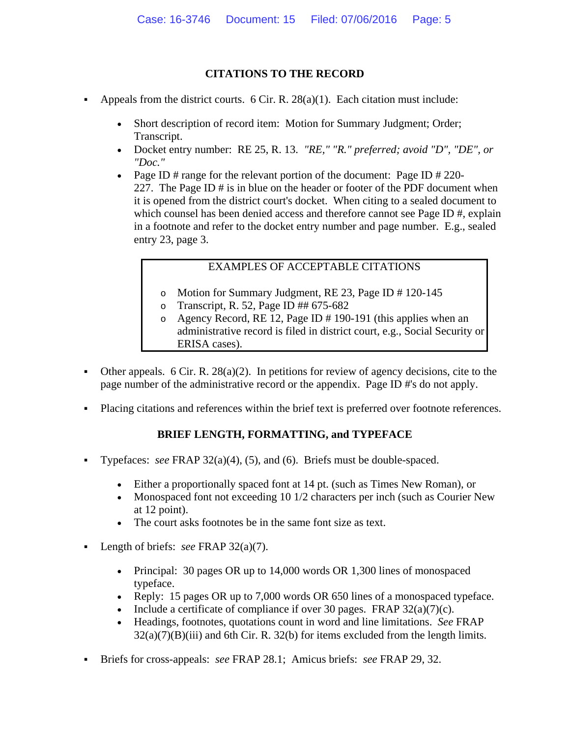## CITATIONS TO THE RECORD

- Appeals from the district courts. 6 Cir. R. 28(a)(1). Each citation must include:
  - Short description of record item: Motion for Summary Judgment; Order; Transcript.
  - Docket entry number: RE 25, R. 13. *"RE," "R." preferred; avoid "D", "DE", or "Doc."*
  - Page ID # range for the relevant portion of the document: Page ID # 220-227. The Page ID # is in blue on the header or footer of the PDF document when it is opened from the district court's docket. When citing to a sealed document to which counsel has been denied access and therefore cannot see Page ID #, explain in a footnote and refer to the docket entry number and page number. E.g., sealed entry 23, page 3.

> EXAMPLES OF ACCEPTABLE CITATIONS
>
> - Motion for Summary Judgment, RE 23, Page ID # 120-145
> - Transcript, R. 52, Page ID ## 675-682
> - Agency Record, RE 12, Page ID # 190-191 (this applies when an administrative record is filed in district court, e.g., Social Security or ERISA cases).

- Other appeals. 6 Cir. R. 28(a)(2). In petitions for review of agency decisions, cite to the page number of the administrative record or the appendix. Page ID #'s do not apply.
- Placing citations and references within the brief text is preferred over footnote references.

## BRIEF LENGTH, FORMATTING, and TYPEFACE

- Typefaces: *see* FRAP 32(a)(4), (5), and (6). Briefs must be double-spaced.
  - Either a proportionally spaced font at 14 pt. (such as Times New Roman), or
  - Monospaced font not exceeding 10 1/2 characters per inch (such as Courier New at 12 point).
  - The court asks footnotes be in the same font size as text.
- Length of briefs: *see* FRAP 32(a)(7).
  - Principal: 30 pages OR up to 14,000 words OR 1,300 lines of monospaced typeface.
  - Reply: 15 pages OR up to 7,000 words OR 650 lines of a monospaced typeface.
  - Include a certificate of compliance if over 30 pages. FRAP 32(a)(7)(c).
  - Headings, footnotes, quotations count in word and line limitations. *See* FRAP 32(a)(7)(B)(iii) and 6th Cir. R. 32(b) for items excluded from the length limits.
- Briefs for cross-appeals: *see* FRAP 28.1; Amicus briefs: *see* FRAP 29, 32.